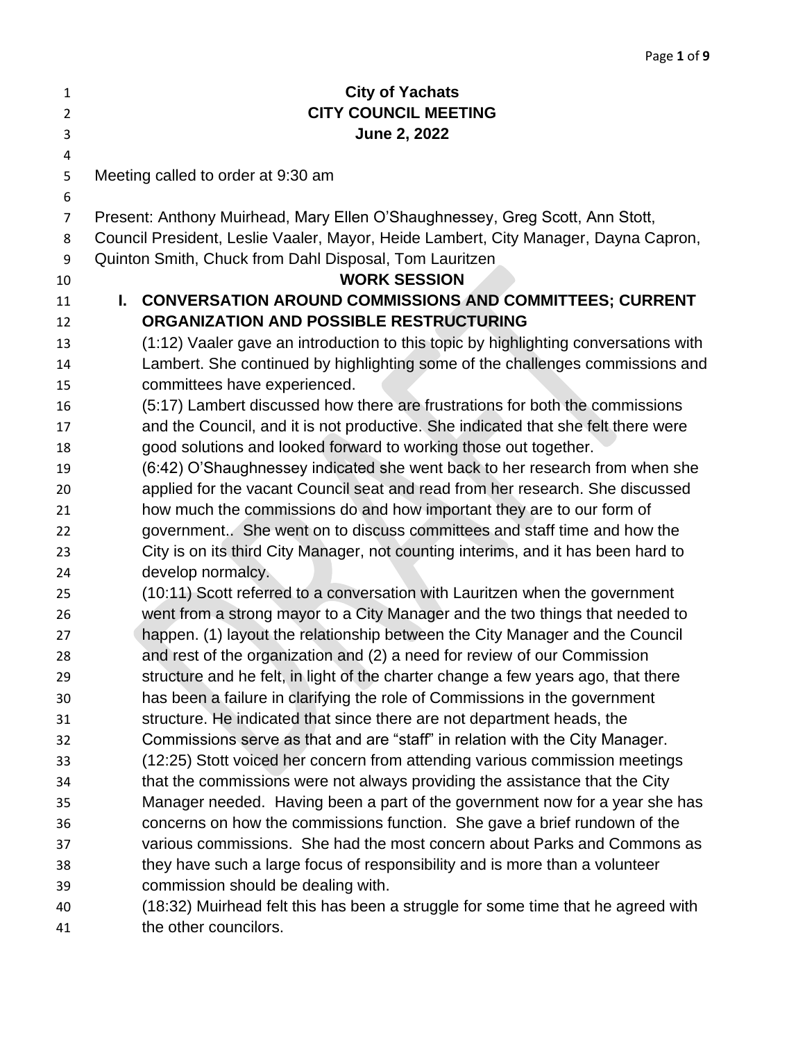# City of Yachats
## CITY COUNCIL MEETING
### June 2, 2022

Meeting called to order at 9:30 am

Present: Anthony Muirhead, Mary Ellen O'Shaughnessey, Greg Scott, Ann Stott, Council President, Leslie Vaaler, Mayor, Heide Lambert, City Manager, Dayna Capron, Quinton Smith, Chuck from Dahl Disposal, Tom Lauritzen

## WORK SESSION

### I. CONVERSATION AROUND COMMISSIONS AND COMMITTEES; CURRENT ORGANIZATION AND POSSIBLE RESTRUCTURING

(1:12) Vaaler gave an introduction to this topic by highlighting conversations with Lambert. She continued by highlighting some of the challenges commissions and committees have experienced.

(5:17) Lambert discussed how there are frustrations for both the commissions and the Council, and it is not productive. She indicated that she felt there were good solutions and looked forward to working those out together.

(6:42) O'Shaughnessey indicated she went back to her research from when she applied for the vacant Council seat and read from her research. She discussed how much the commissions do and how important they are to our form of government.. She went on to discuss committees and staff time and how the City is on its third City Manager, not counting interims, and it has been hard to develop normalcy.

(10:11) Scott referred to a conversation with Lauritzen when the government went from a strong mayor to a City Manager and the two things that needed to happen. (1) layout the relationship between the City Manager and the Council and rest of the organization and (2) a need for review of our Commission structure and he felt, in light of the charter change a few years ago, that there has been a failure in clarifying the role of Commissions in the government structure. He indicated that since there are not department heads, the Commissions serve as that and are "staff" in relation with the City Manager.

(12:25) Stott voiced her concern from attending various commission meetings that the commissions were not always providing the assistance that the City Manager needed. Having been a part of the government now for a year she has concerns on how the commissions function. She gave a brief rundown of the various commissions. She had the most concern about Parks and Commons as they have such a large focus of responsibility and is more than a volunteer commission should be dealing with.

(18:32) Muirhead felt this has been a struggle for some time that he agreed with the other councilors.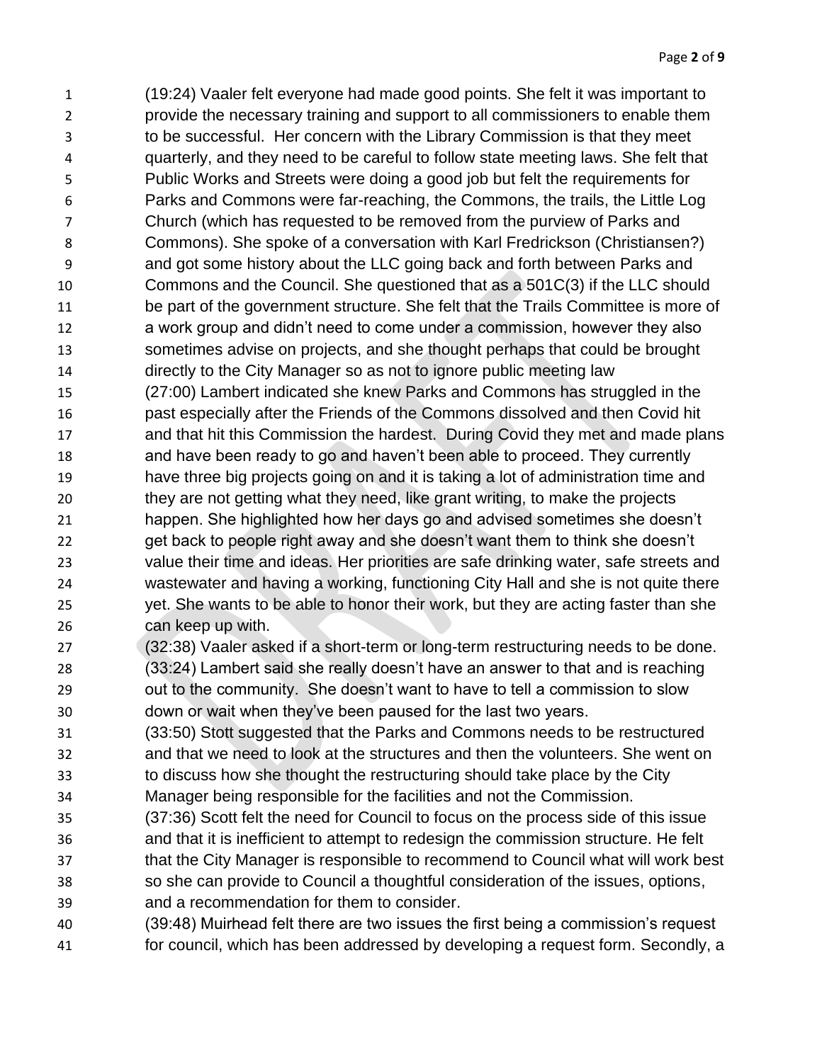(19:24) Vaaler felt everyone had made good points. She felt it was important to provide the necessary training and support to all commissioners to enable them to be successful. Her concern with the Library Commission is that they meet quarterly, and they need to be careful to follow state meeting laws. She felt that Public Works and Streets were doing a good job but felt the requirements for Parks and Commons were far-reaching, the Commons, the trails, the Little Log Church (which has requested to be removed from the purview of Parks and Commons). She spoke of a conversation with Karl Fredrickson (Christiansen?) and got some history about the LLC going back and forth between Parks and Commons and the Council. She questioned that as a 501C(3) if the LLC should be part of the government structure. She felt that the Trails Committee is more of a work group and didn't need to come under a commission, however they also sometimes advise on projects, and she thought perhaps that could be brought directly to the City Manager so as not to ignore public meeting law

(27:00) Lambert indicated she knew Parks and Commons has struggled in the past especially after the Friends of the Commons dissolved and then Covid hit and that hit this Commission the hardest. During Covid they met and made plans and have been ready to go and haven't been able to proceed. They currently have three big projects going on and it is taking a lot of administration time and they are not getting what they need, like grant writing, to make the projects happen. She highlighted how her days go and advised sometimes she doesn't get back to people right away and she doesn't want them to think she doesn't value their time and ideas. Her priorities are safe drinking water, safe streets and wastewater and having a working, functioning City Hall and she is not quite there yet. She wants to be able to honor their work, but they are acting faster than she can keep up with.

(32:38) Vaaler asked if a short-term or long-term restructuring needs to be done.

(33:24) Lambert said she really doesn't have an answer to that and is reaching out to the community. She doesn't want to have to tell a commission to slow down or wait when they've been paused for the last two years.

(33:50) Stott suggested that the Parks and Commons needs to be restructured and that we need to look at the structures and then the volunteers. She went on to discuss how she thought the restructuring should take place by the City Manager being responsible for the facilities and not the Commission.

(37:36) Scott felt the need for Council to focus on the process side of this issue and that it is inefficient to attempt to redesign the commission structure. He felt that the City Manager is responsible to recommend to Council what will work best so she can provide to Council a thoughtful consideration of the issues, options, and a recommendation for them to consider.

(39:48) Muirhead felt there are two issues the first being a commission's request for council, which has been addressed by developing a request form. Secondly, a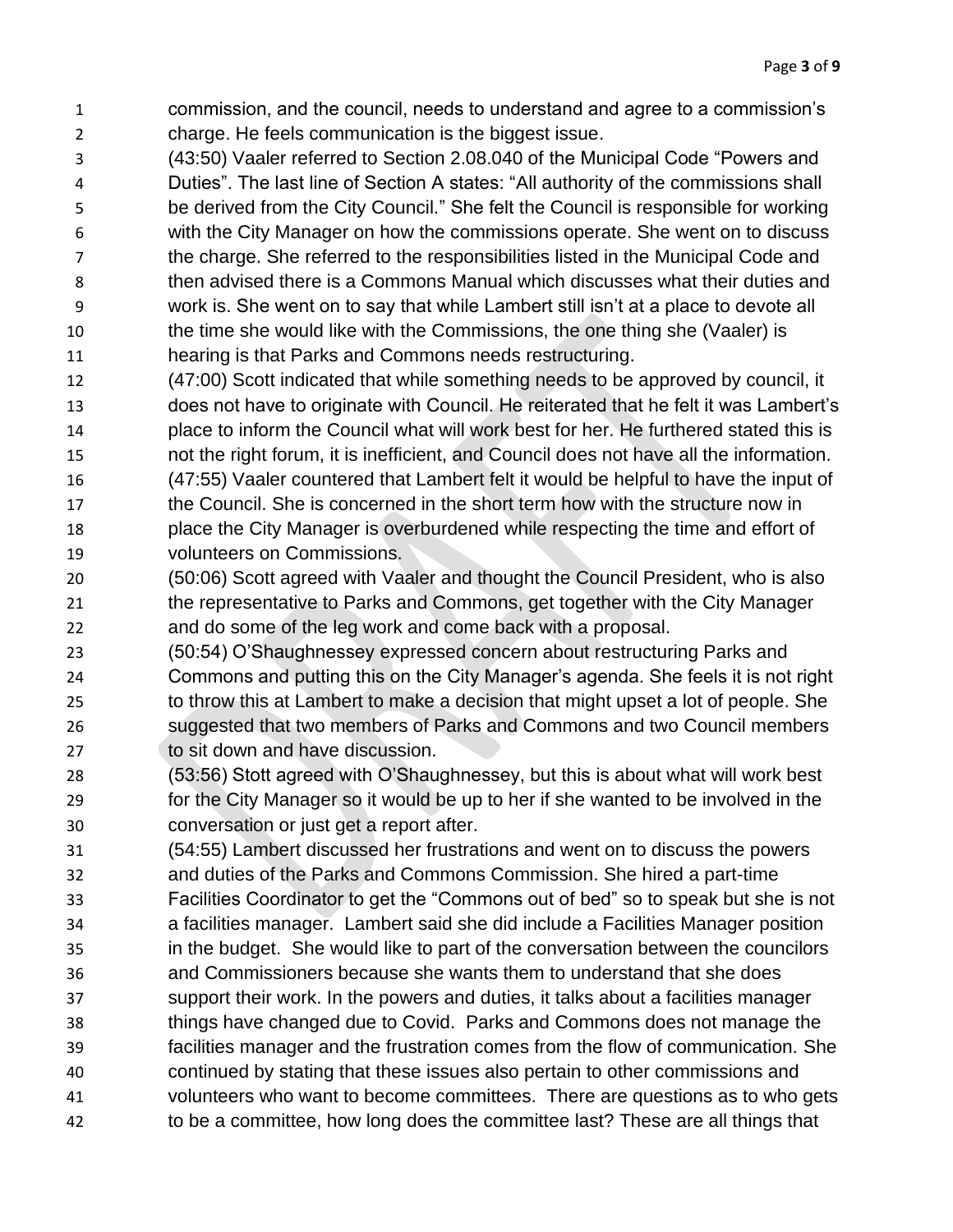commission, and the council, needs to understand and agree to a commission's charge. He feels communication is the biggest issue.

(43:50) Vaaler referred to Section 2.08.040 of the Municipal Code "Powers and Duties". The last line of Section A states: "All authority of the commissions shall be derived from the City Council." She felt the Council is responsible for working with the City Manager on how the commissions operate. She went on to discuss the charge. She referred to the responsibilities listed in the Municipal Code and then advised there is a Commons Manual which discusses what their duties and work is. She went on to say that while Lambert still isn't at a place to devote all the time she would like with the Commissions, the one thing she (Vaaler) is hearing is that Parks and Commons needs restructuring.

(47:00) Scott indicated that while something needs to be approved by council, it does not have to originate with Council. He reiterated that he felt it was Lambert's place to inform the Council what will work best for her. He furthered stated this is not the right forum, it is inefficient, and Council does not have all the information.

(47:55) Vaaler countered that Lambert felt it would be helpful to have the input of the Council. She is concerned in the short term how with the structure now in place the City Manager is overburdened while respecting the time and effort of volunteers on Commissions.

(50:06) Scott agreed with Vaaler and thought the Council President, who is also the representative to Parks and Commons, get together with the City Manager and do some of the leg work and come back with a proposal.

(50:54) O'Shaughnessey expressed concern about restructuring Parks and Commons and putting this on the City Manager's agenda. She feels it is not right to throw this at Lambert to make a decision that might upset a lot of people. She suggested that two members of Parks and Commons and two Council members to sit down and have discussion.

(53:56) Stott agreed with O'Shaughnessey, but this is about what will work best for the City Manager so it would be up to her if she wanted to be involved in the conversation or just get a report after.

(54:55) Lambert discussed her frustrations and went on to discuss the powers and duties of the Parks and Commons Commission. She hired a part-time Facilities Coordinator to get the "Commons out of bed" so to speak but she is not a facilities manager. Lambert said she did include a Facilities Manager position in the budget. She would like to part of the conversation between the councilors and Commissioners because she wants them to understand that she does support their work. In the powers and duties, it talks about a facilities manager things have changed due to Covid. Parks and Commons does not manage the facilities manager and the frustration comes from the flow of communication. She continued by stating that these issues also pertain to other commissions and volunteers who want to become committees. There are questions as to who gets to be a committee, how long does the committee last? These are all things that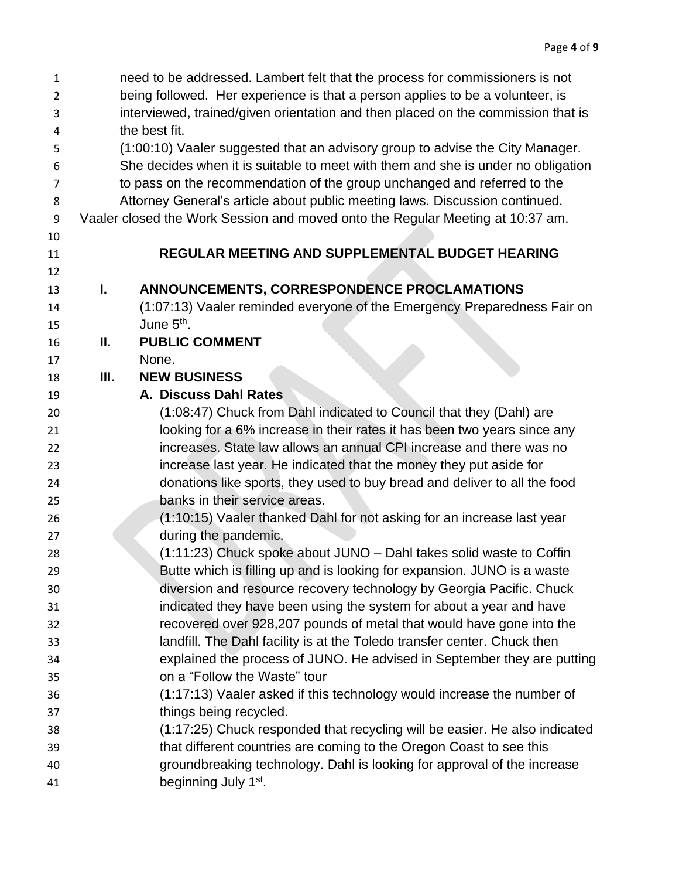need to be addressed. Lambert felt that the process for commissioners is not being followed. Her experience is that a person applies to be a volunteer, is interviewed, trained/given orientation and then placed on the commission that is the best fit.

(1:00:10) Vaaler suggested that an advisory group to advise the City Manager. She decides when it is suitable to meet with them and she is under no obligation to pass on the recommendation of the group unchanged and referred to the Attorney General's article about public meeting laws. Discussion continued.

Vaaler closed the Work Session and moved onto the Regular Meeting at 10:37 am.

## REGULAR MEETING AND SUPPLEMENTAL BUDGET HEARING

### I. ANNOUNCEMENTS, CORRESPONDENCE PROCLAMATIONS

(1:07:13) Vaaler reminded everyone of the Emergency Preparedness Fair on June 5th.

### II. PUBLIC COMMENT

None.

### III. NEW BUSINESS

#### A. Discuss Dahl Rates

(1:08:47) Chuck from Dahl indicated to Council that they (Dahl) are looking for a 6% increase in their rates it has been two years since any increases. State law allows an annual CPI increase and there was no increase last year. He indicated that the money they put aside for donations like sports, they used to buy bread and deliver to all the food banks in their service areas.

(1:10:15) Vaaler thanked Dahl for not asking for an increase last year during the pandemic.

(1:11:23) Chuck spoke about JUNO – Dahl takes solid waste to Coffin Butte which is filling up and is looking for expansion. JUNO is a waste diversion and resource recovery technology by Georgia Pacific. Chuck indicated they have been using the system for about a year and have recovered over 928,207 pounds of metal that would have gone into the landfill. The Dahl facility is at the Toledo transfer center. Chuck then explained the process of JUNO. He advised in September they are putting on a "Follow the Waste" tour

(1:17:13) Vaaler asked if this technology would increase the number of things being recycled.

(1:17:25) Chuck responded that recycling will be easier. He also indicated that different countries are coming to the Oregon Coast to see this groundbreaking technology. Dahl is looking for approval of the increase beginning July 1st.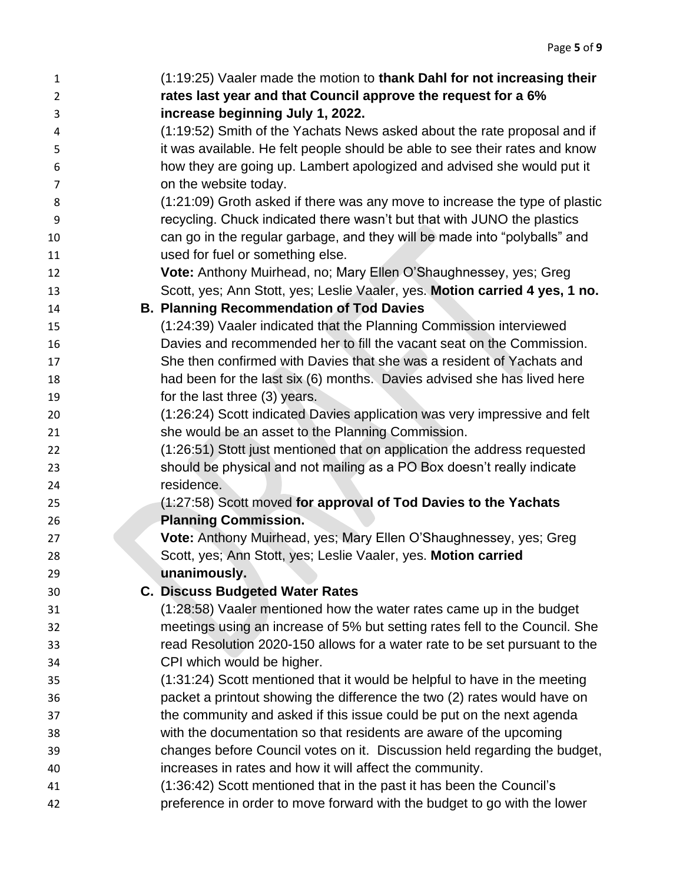(1:19:25) Vaaler made the motion to **thank Dahl for not increasing their rates last year and that Council approve the request for a 6% increase beginning July 1, 2022.**

(1:19:52) Smith of the Yachats News asked about the rate proposal and if it was available. He felt people should be able to see their rates and know how they are going up. Lambert apologized and advised she would put it on the website today.

(1:21:09) Groth asked if there was any move to increase the type of plastic recycling. Chuck indicated there wasn't but that with JUNO the plastics can go in the regular garbage, and they will be made into "polyballs" and used for fuel or something else.

**Vote:** Anthony Muirhead, no; Mary Ellen O'Shaughnessey, yes; Greg Scott, yes; Ann Stott, yes; Leslie Vaaler, yes. **Motion carried 4 yes, 1 no.**

**B. Planning Recommendation of Tod Davies**

(1:24:39) Vaaler indicated that the Planning Commission interviewed Davies and recommended her to fill the vacant seat on the Commission. She then confirmed with Davies that she was a resident of Yachats and had been for the last six (6) months. Davies advised she has lived here for the last three (3) years.

(1:26:24) Scott indicated Davies application was very impressive and felt she would be an asset to the Planning Commission.

(1:26:51) Stott just mentioned that on application the address requested should be physical and not mailing as a PO Box doesn't really indicate residence.

(1:27:58) Scott moved **for approval of Tod Davies to the Yachats Planning Commission.**

**Vote:** Anthony Muirhead, yes; Mary Ellen O'Shaughnessey, yes; Greg Scott, yes; Ann Stott, yes; Leslie Vaaler, yes. **Motion carried unanimously.**

**C. Discuss Budgeted Water Rates**

(1:28:58) Vaaler mentioned how the water rates came up in the budget meetings using an increase of 5% but setting rates fell to the Council. She read Resolution 2020-150 allows for a water rate to be set pursuant to the CPI which would be higher.

(1:31:24) Scott mentioned that it would be helpful to have in the meeting packet a printout showing the difference the two (2) rates would have on the community and asked if this issue could be put on the next agenda with the documentation so that residents are aware of the upcoming changes before Council votes on it. Discussion held regarding the budget, increases in rates and how it will affect the community.

(1:36:42) Scott mentioned that in the past it has been the Council's preference in order to move forward with the budget to go with the lower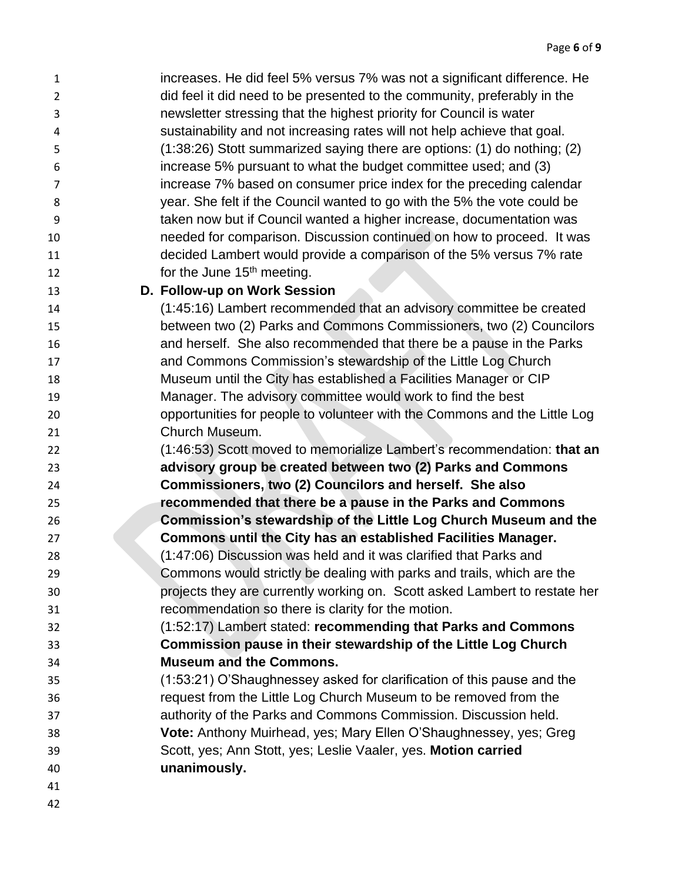increases. He did feel 5% versus 7% was not a significant difference. He did feel it did need to be presented to the community, preferably in the newsletter stressing that the highest priority for Council is water sustainability and not increasing rates will not help achieve that goal. (1:38:26) Stott summarized saying there are options: (1) do nothing; (2) increase 5% pursuant to what the budget committee used; and (3) increase 7% based on consumer price index for the preceding calendar year. She felt if the Council wanted to go with the 5% the vote could be taken now but if Council wanted a higher increase, documentation was needed for comparison. Discussion continued on how to proceed. It was decided Lambert would provide a comparison of the 5% versus 7% rate for the June 15th meeting.

**D. Follow-up on Work Session**

(1:45:16) Lambert recommended that an advisory committee be created between two (2) Parks and Commons Commissioners, two (2) Councilors and herself. She also recommended that there be a pause in the Parks and Commons Commission's stewardship of the Little Log Church Museum until the City has established a Facilities Manager or CIP Manager. The advisory committee would work to find the best opportunities for people to volunteer with the Commons and the Little Log Church Museum.

(1:46:53) Scott moved to memorialize Lambert's recommendation: **that an advisory group be created between two (2) Parks and Commons Commissioners, two (2) Councilors and herself. She also recommended that there be a pause in the Parks and Commons Commission's stewardship of the Little Log Church Museum and the Commons until the City has an established Facilities Manager.**

(1:47:06) Discussion was held and it was clarified that Parks and Commons would strictly be dealing with parks and trails, which are the projects they are currently working on. Scott asked Lambert to restate her recommendation so there is clarity for the motion.

(1:52:17) Lambert stated: **recommending that Parks and Commons Commission pause in their stewardship of the Little Log Church Museum and the Commons.**

(1:53:21) O'Shaughnessey asked for clarification of this pause and the request from the Little Log Church Museum to be removed from the authority of the Parks and Commons Commission. Discussion held.

**Vote:** Anthony Muirhead, yes; Mary Ellen O'Shaughnessey, yes; Greg Scott, yes; Ann Stott, yes; Leslie Vaaler, yes. **Motion carried unanimously.**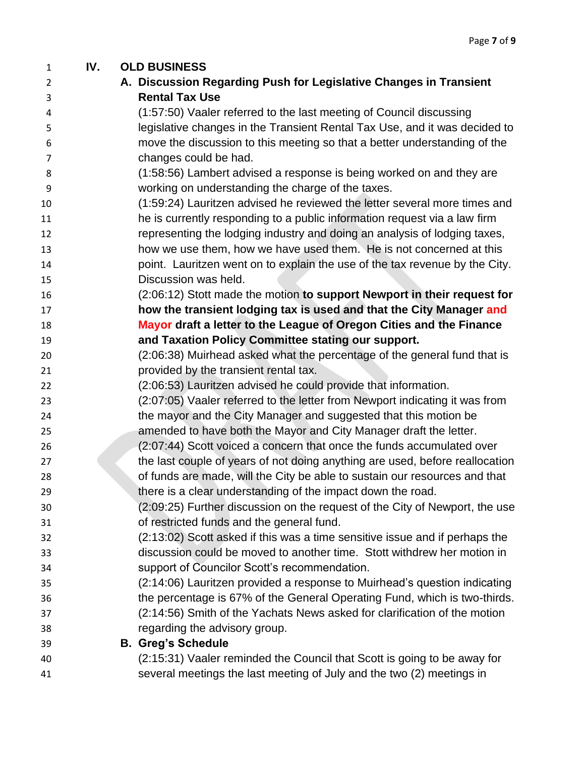## IV. OLD BUSINESS

### A. Discussion Regarding Push for Legislative Changes in Transient Rental Tax Use

(1:57:50) Vaaler referred to the last meeting of Council discussing legislative changes in the Transient Rental Tax Use, and it was decided to move the discussion to this meeting so that a better understanding of the changes could be had.

(1:58:56) Lambert advised a response is being worked on and they are working on understanding the charge of the taxes.

(1:59:24) Lauritzen advised he reviewed the letter several more times and he is currently responding to a public information request via a law firm representing the lodging industry and doing an analysis of lodging taxes, how we use them, how we have used them. He is not concerned at this point. Lauritzen went on to explain the use of the tax revenue by the City. Discussion was held.

(2:06:12) Stott made the motion **to support Newport in their request for how the transient lodging tax is used and that the City Manager and Mayor draft a letter to the League of Oregon Cities and the Finance and Taxation Policy Committee stating our support.**

(2:06:38) Muirhead asked what the percentage of the general fund that is provided by the transient rental tax.

(2:06:53) Lauritzen advised he could provide that information.

(2:07:05) Vaaler referred to the letter from Newport indicating it was from the mayor and the City Manager and suggested that this motion be amended to have both the Mayor and City Manager draft the letter.

(2:07:44) Scott voiced a concern that once the funds accumulated over the last couple of years of not doing anything are used, before reallocation of funds are made, will the City be able to sustain our resources and that there is a clear understanding of the impact down the road.

(2:09:25) Further discussion on the request of the City of Newport, the use of restricted funds and the general fund.

(2:13:02) Scott asked if this was a time sensitive issue and if perhaps the discussion could be moved to another time. Stott withdrew her motion in support of Councilor Scott's recommendation.

(2:14:06) Lauritzen provided a response to Muirhead's question indicating the percentage is 67% of the General Operating Fund, which is two-thirds.

(2:14:56) Smith of the Yachats News asked for clarification of the motion regarding the advisory group.

### B. Greg's Schedule

(2:15:31) Vaaler reminded the Council that Scott is going to be away for several meetings the last meeting of July and the two (2) meetings in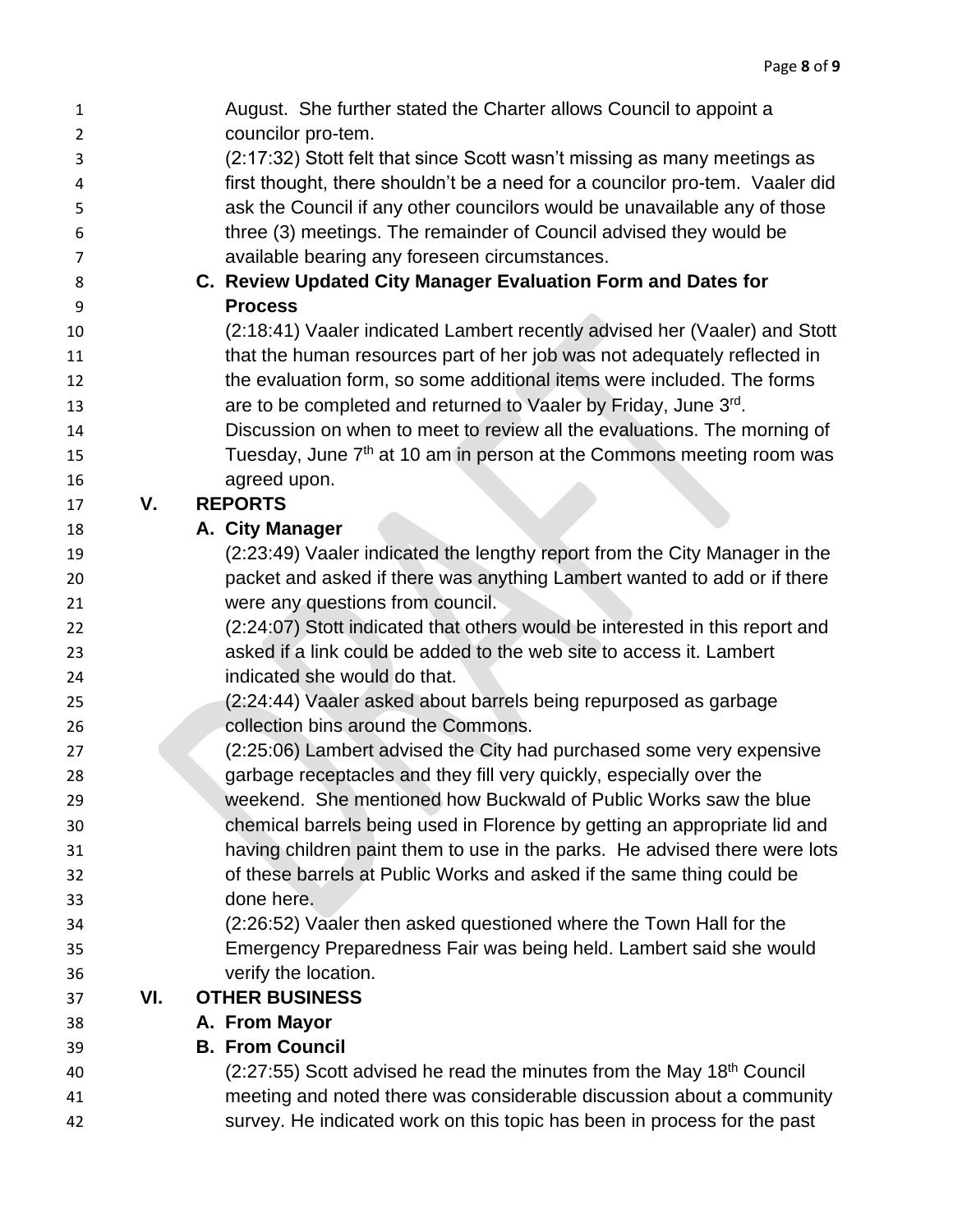August. She further stated the Charter allows Council to appoint a councilor pro-tem.

(2:17:32) Stott felt that since Scott wasn't missing as many meetings as first thought, there shouldn't be a need for a councilor pro-tem. Vaaler did ask the Council if any other councilors would be unavailable any of those three (3) meetings. The remainder of Council advised they would be available bearing any foreseen circumstances.

**C. Review Updated City Manager Evaluation Form and Dates for Process**

(2:18:41) Vaaler indicated Lambert recently advised her (Vaaler) and Stott that the human resources part of her job was not adequately reflected in the evaluation form, so some additional items were included. The forms are to be completed and returned to Vaaler by Friday, June 3rd. Discussion on when to meet to review all the evaluations. The morning of Tuesday, June 7th at 10 am in person at the Commons meeting room was agreed upon.

## V. REPORTS

**A. City Manager**

(2:23:49) Vaaler indicated the lengthy report from the City Manager in the packet and asked if there was anything Lambert wanted to add or if there were any questions from council.

(2:24:07) Stott indicated that others would be interested in this report and asked if a link could be added to the web site to access it. Lambert indicated she would do that.

(2:24:44) Vaaler asked about barrels being repurposed as garbage collection bins around the Commons.

(2:25:06) Lambert advised the City had purchased some very expensive garbage receptacles and they fill very quickly, especially over the weekend. She mentioned how Buckwald of Public Works saw the blue chemical barrels being used in Florence by getting an appropriate lid and having children paint them to use in the parks. He advised there were lots of these barrels at Public Works and asked if the same thing could be done here.

(2:26:52) Vaaler then asked questioned where the Town Hall for the Emergency Preparedness Fair was being held. Lambert said she would verify the location.

## VI. OTHER BUSINESS

**A. From Mayor**

**B. From Council**

(2:27:55) Scott advised he read the minutes from the May 18th Council meeting and noted there was considerable discussion about a community survey. He indicated work on this topic has been in process for the past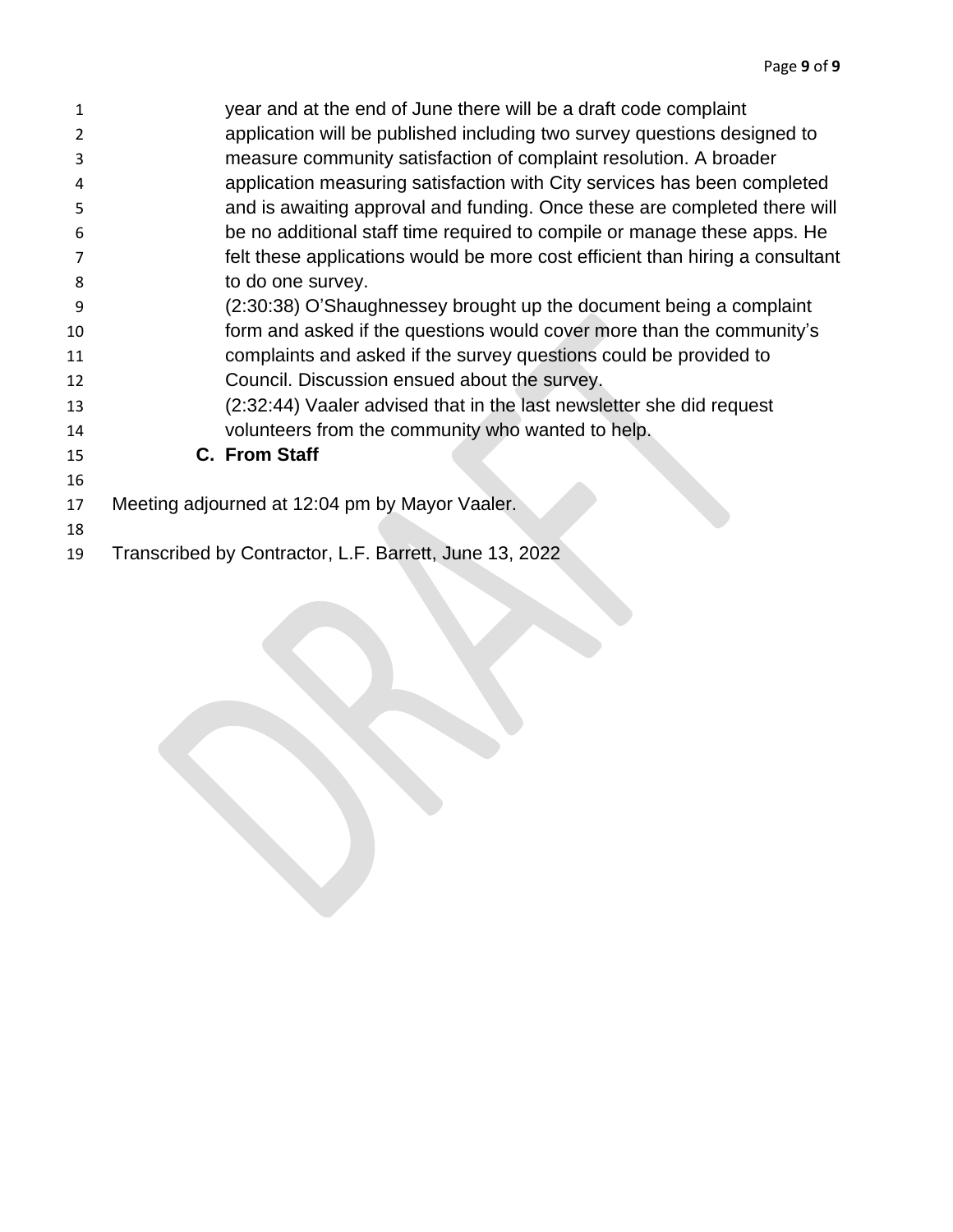year and at the end of June there will be a draft code complaint application will be published including two survey questions designed to measure community satisfaction of complaint resolution. A broader application measuring satisfaction with City services has been completed and is awaiting approval and funding. Once these are completed there will be no additional staff time required to compile or manage these apps. He felt these applications would be more cost efficient than hiring a consultant to do one survey.

(2:30:38) O'Shaughnessey brought up the document being a complaint form and asked if the questions would cover more than the community's complaints and asked if the survey questions could be provided to Council. Discussion ensued about the survey.

(2:32:44) Vaaler advised that in the last newsletter she did request volunteers from the community who wanted to help.

**C. From Staff**

Meeting adjourned at 12:04 pm by Mayor Vaaler.

Transcribed by Contractor, L.F. Barrett, June 13, 2022